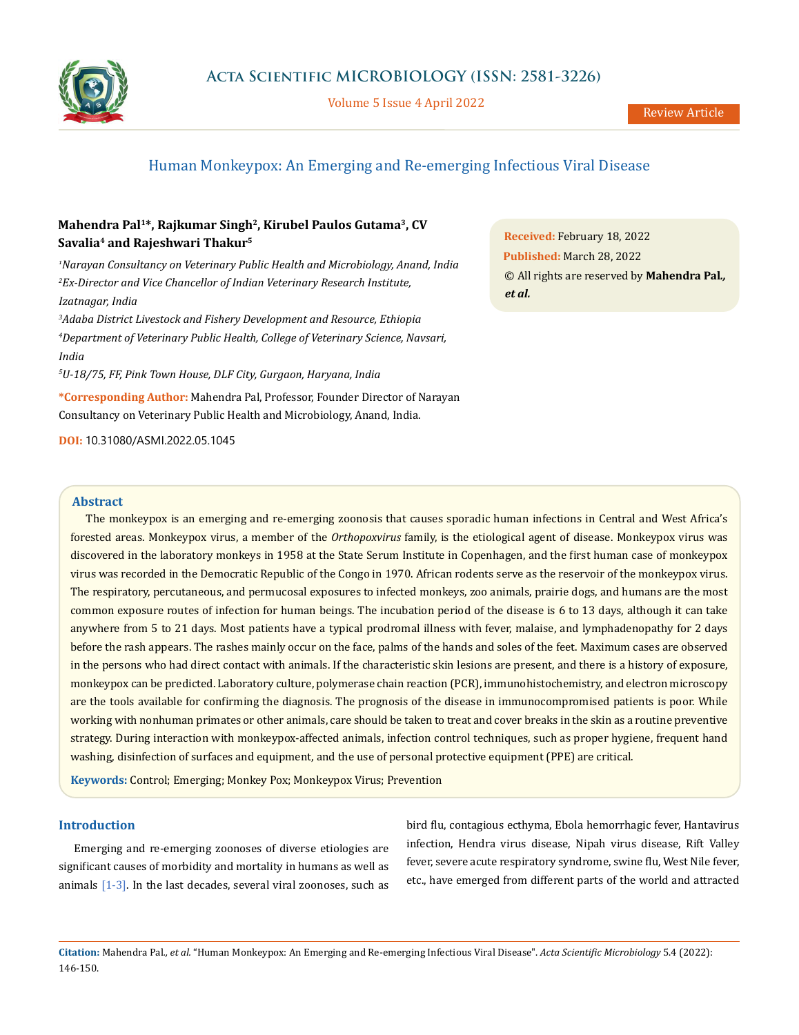Review Article

# Human Monkeypox: An Emerging and Re-emerging Infectious Viral Disease

**Mahendra Pal[1]*, Rajkumar Singh[2], Kirubel Paulos Gutama[3], CV Savalia[4] and Rajeshwari Thakur[5]**

[1]*Narayan Consultancy on Veterinary Public Health and Microbiology, Anand, India*

[2]*Ex-Director and Vice Chancellor of Indian Veterinary Research Institute, Izatnagar, India*

[3]*Adaba District Livestock and Fishery Development and Resource, Ethiopia*

[4]*Department of Veterinary Public Health, College of Veterinary Science, Navsari, India*

[5]*U-18/75, FF, Pink Town House, DLF City, Gurgaon, Haryana, India*

**\*Corresponding Author:** Mahendra Pal, Professor, Founder Director of Narayan Consultancy on Veterinary Public Health and Microbiology, Anand, India.

**DOI:** 10.31080/ASMI.2022.05.1045

**Received:** February 18, 2022
**Published:** March 28, 2022
© All rights are reserved by **Mahendra Pal., *et al.***

## Abstract

The monkeypox is an emerging and re-emerging zoonosis that causes sporadic human infections in Central and West Africa's forested areas. Monkeypox virus, a member of the *Orthopoxvirus* family, is the etiological agent of disease. Monkeypox virus was discovered in the laboratory monkeys in 1958 at the State Serum Institute in Copenhagen, and the first human case of monkeypox virus was recorded in the Democratic Republic of the Congo in 1970. African rodents serve as the reservoir of the monkeypox virus. The respiratory, percutaneous, and permucosal exposures to infected monkeys, zoo animals, prairie dogs, and humans are the most common exposure routes of infection for human beings. The incubation period of the disease is 6 to 13 days, although it can take anywhere from 5 to 21 days. Most patients have a typical prodromal illness with fever, malaise, and lymphadenopathy for 2 days before the rash appears. The rashes mainly occur on the face, palms of the hands and soles of the feet. Maximum cases are observed in the persons who had direct contact with animals. If the characteristic skin lesions are present, and there is a history of exposure, monkeypox can be predicted. Laboratory culture, polymerase chain reaction (PCR), immunohistochemistry, and electron microscopy are the tools available for confirming the diagnosis. The prognosis of the disease in immunocompromised patients is poor. While working with nonhuman primates or other animals, care should be taken to treat and cover breaks in the skin as a routine preventive strategy. During interaction with monkeypox-affected animals, infection control techniques, such as proper hygiene, frequent hand washing, disinfection of surfaces and equipment, and the use of personal protective equipment (PPE) are critical.

**Keywords:** Control; Emerging; Monkey Pox; Monkeypox Virus; Prevention

## Introduction

Emerging and re-emerging zoonoses of diverse etiologies are significant causes of morbidity and mortality in humans as well as animals [1-3]. In the last decades, several viral zoonoses, such as bird flu, contagious ecthyma, Ebola hemorrhagic fever, Hantavirus infection, Hendra virus disease, Nipah virus disease, Rift Valley fever, severe acute respiratory syndrome, swine flu, West Nile fever, etc., have emerged from different parts of the world and attracted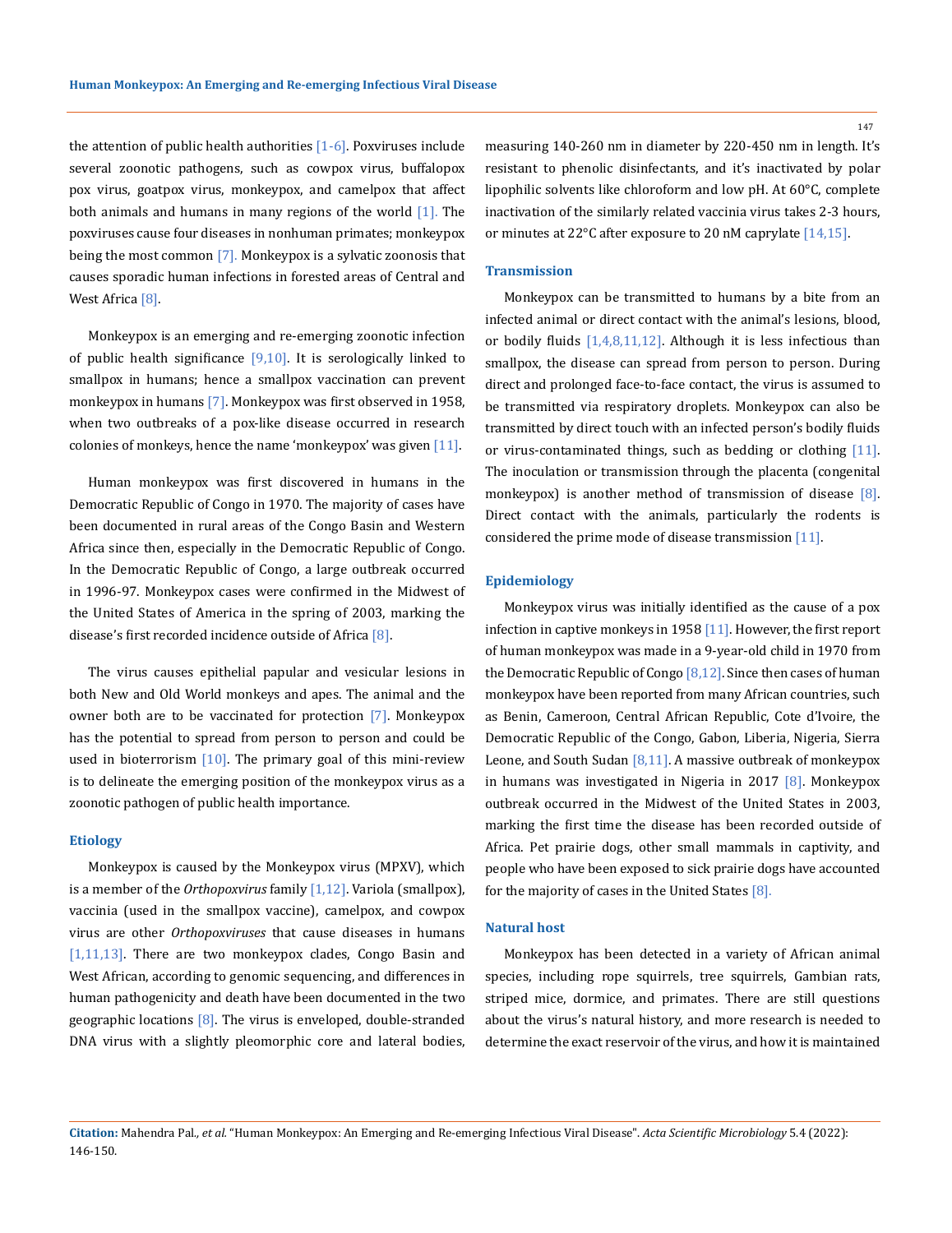the attention of public health authorities [1-6]. Poxviruses include several zoonotic pathogens, such as cowpox virus, buffalopox pox virus, goatpox virus, monkeypox, and camelpox that affect both animals and humans in many regions of the world [1]. The poxviruses cause four diseases in nonhuman primates; monkeypox being the most common [7]. Monkeypox is a sylvatic zoonosis that causes sporadic human infections in forested areas of Central and West Africa [8].

Monkeypox is an emerging and re-emerging zoonotic infection of public health significance [9,10]. It is serologically linked to smallpox in humans; hence a smallpox vaccination can prevent monkeypox in humans [7]. Monkeypox was first observed in 1958, when two outbreaks of a pox-like disease occurred in research colonies of monkeys, hence the name 'monkeypox' was given [11].

Human monkeypox was first discovered in humans in the Democratic Republic of Congo in 1970. The majority of cases have been documented in rural areas of the Congo Basin and Western Africa since then, especially in the Democratic Republic of Congo. In the Democratic Republic of Congo, a large outbreak occurred in 1996-97. Monkeypox cases were confirmed in the Midwest of the United States of America in the spring of 2003, marking the disease's first recorded incidence outside of Africa [8].

The virus causes epithelial papular and vesicular lesions in both New and Old World monkeys and apes. The animal and the owner both are to be vaccinated for protection [7]. Monkeypox has the potential to spread from person to person and could be used in bioterrorism [10]. The primary goal of this mini-review is to delineate the emerging position of the monkeypox virus as a zoonotic pathogen of public health importance.

## Etiology

Monkeypox is caused by the Monkeypox virus (MPXV), which is a member of the *Orthopoxvirus* family [1,12]. Variola (smallpox), vaccinia (used in the smallpox vaccine), camelpox, and cowpox virus are other *Orthopoxviruses* that cause diseases in humans [1,11,13]. There are two monkeypox clades, Congo Basin and West African, according to genomic sequencing, and differences in human pathogenicity and death have been documented in the two geographic locations [8]. The virus is enveloped, double-stranded DNA virus with a slightly pleomorphic core and lateral bodies, measuring 140-260 nm in diameter by 220-450 nm in length. It's resistant to phenolic disinfectants, and it's inactivated by polar lipophilic solvents like chloroform and low pH. At 60°C, complete inactivation of the similarly related vaccinia virus takes 2-3 hours, or minutes at 22°C after exposure to 20 nM caprylate [14,15].

## Transmission

Monkeypox can be transmitted to humans by a bite from an infected animal or direct contact with the animal's lesions, blood, or bodily fluids [1,4,8,11,12]. Although it is less infectious than smallpox, the disease can spread from person to person. During direct and prolonged face-to-face contact, the virus is assumed to be transmitted via respiratory droplets. Monkeypox can also be transmitted by direct touch with an infected person's bodily fluids or virus-contaminated things, such as bedding or clothing [11]. The inoculation or transmission through the placenta (congenital monkeypox) is another method of transmission of disease [8]. Direct contact with the animals, particularly the rodents is considered the prime mode of disease transmission [11].

## Epidemiology

Monkeypox virus was initially identified as the cause of a pox infection in captive monkeys in 1958 [11]. However, the first report of human monkeypox was made in a 9-year-old child in 1970 from the Democratic Republic of Congo [8,12]. Since then cases of human monkeypox have been reported from many African countries, such as Benin, Cameroon, Central African Republic, Cote d'Ivoire, the Democratic Republic of the Congo, Gabon, Liberia, Nigeria, Sierra Leone, and South Sudan [8,11]. A massive outbreak of monkeypox in humans was investigated in Nigeria in 2017 [8]. Monkeypox outbreak occurred in the Midwest of the United States in 2003, marking the first time the disease has been recorded outside of Africa. Pet prairie dogs, other small mammals in captivity, and people who have been exposed to sick prairie dogs have accounted for the majority of cases in the United States [8].

## Natural host

Monkeypox has been detected in a variety of African animal species, including rope squirrels, tree squirrels, Gambian rats, striped mice, dormice, and primates. There are still questions about the virus's natural history, and more research is needed to determine the exact reservoir of the virus, and how it is maintained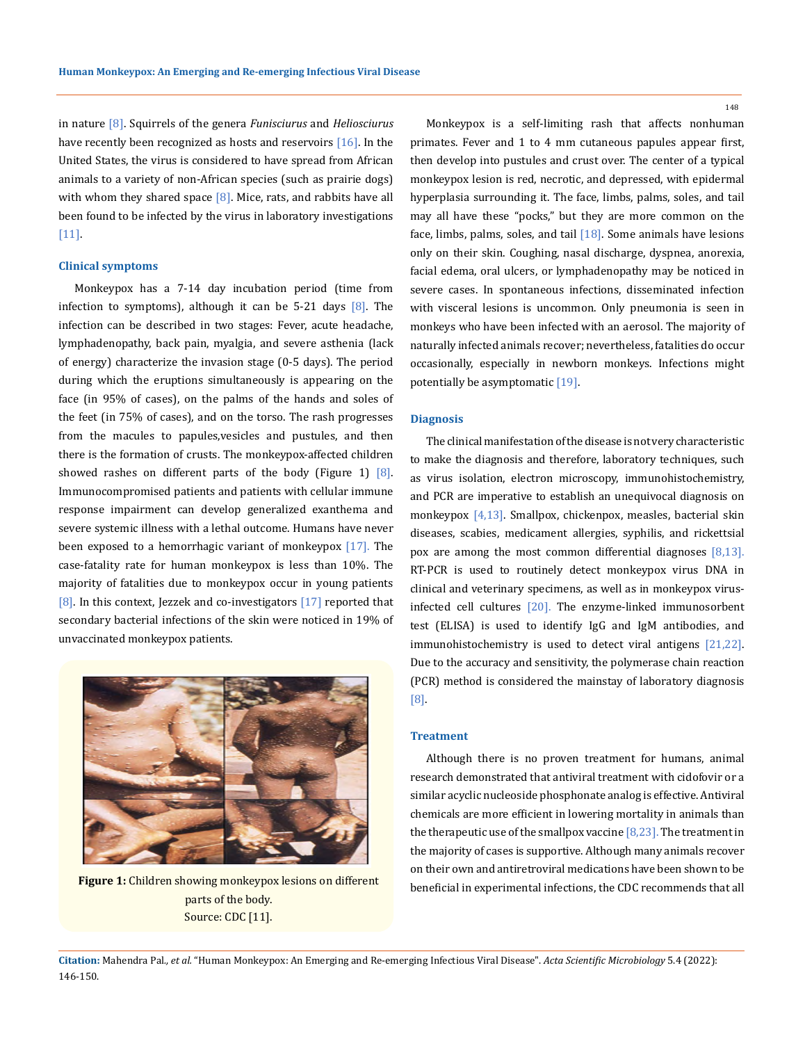in nature [8]. Squirrels of the genera *Funisciurus* and *Heliosciurus* have recently been recognized as hosts and reservoirs [16]. In the United States, the virus is considered to have spread from African animals to a variety of non-African species (such as prairie dogs) with whom they shared space [8]. Mice, rats, and rabbits have all been found to be infected by the virus in laboratory investigations [11].

## Clinical symptoms

Monkeypox has a 7-14 day incubation period (time from infection to symptoms), although it can be 5-21 days [8]. The infection can be described in two stages: Fever, acute headache, lymphadenopathy, back pain, myalgia, and severe asthenia (lack of energy) characterize the invasion stage (0-5 days). The period during which the eruptions simultaneously is appearing on the face (in 95% of cases), on the palms of the hands and soles of the feet (in 75% of cases), and on the torso. The rash progresses from the macules to papules,vesicles and pustules, and then there is the formation of crusts. The monkeypox-affected children showed rashes on different parts of the body (Figure 1) [8]. Immunocompromised patients and patients with cellular immune response impairment can develop generalized exanthema and severe systemic illness with a lethal outcome. Humans have never been exposed to a hemorrhagic variant of monkeypox [17]. The case-fatality rate for human monkeypox is less than 10%. The majority of fatalities due to monkeypox occur in young patients [8]. In this context, Jezzek and co-investigators [17] reported that secondary bacterial infections of the skin were noticed in 19% of unvaccinated monkeypox patients.

**Figure 1:** Children showing monkeypox lesions on different parts of the body.
Source: CDC [11].

Monkeypox is a self-limiting rash that affects nonhuman primates. Fever and 1 to 4 mm cutaneous papules appear first, then develop into pustules and crust over. The center of a typical monkeypox lesion is red, necrotic, and depressed, with epidermal hyperplasia surrounding it. The face, limbs, palms, soles, and tail may all have these "pocks," but they are more common on the face, limbs, palms, soles, and tail [18]. Some animals have lesions only on their skin. Coughing, nasal discharge, dyspnea, anorexia, facial edema, oral ulcers, or lymphadenopathy may be noticed in severe cases. In spontaneous infections, disseminated infection with visceral lesions is uncommon. Only pneumonia is seen in monkeys who have been infected with an aerosol. The majority of naturally infected animals recover; nevertheless, fatalities do occur occasionally, especially in newborn monkeys. Infections might potentially be asymptomatic [19].

## Diagnosis

The clinical manifestation of the disease is not very characteristic to make the diagnosis and therefore, laboratory techniques, such as virus isolation, electron microscopy, immunohistochemistry, and PCR are imperative to establish an unequivocal diagnosis on monkeypox [4,13]. Smallpox, chickenpox, measles, bacterial skin diseases, scabies, medicament allergies, syphilis, and rickettsial pox are among the most common differential diagnoses [8,13]. RT-PCR is used to routinely detect monkeypox virus DNA in clinical and veterinary specimens, as well as in monkeypox virus-infected cell cultures [20]. The enzyme-linked immunosorbent test (ELISA) is used to identify IgG and IgM antibodies, and immunohistochemistry is used to detect viral antigens [21,22]. Due to the accuracy and sensitivity, the polymerase chain reaction (PCR) method is considered the mainstay of laboratory diagnosis [8].

## Treatment

Although there is no proven treatment for humans, animal research demonstrated that antiviral treatment with cidofovir or a similar acyclic nucleoside phosphonate analog is effective. Antiviral chemicals are more efficient in lowering mortality in animals than the therapeutic use of the smallpox vaccine [8,23]. The treatment in the majority of cases is supportive. Although many animals recover on their own and antiretroviral medications have been shown to be beneficial in experimental infections, the CDC recommends that all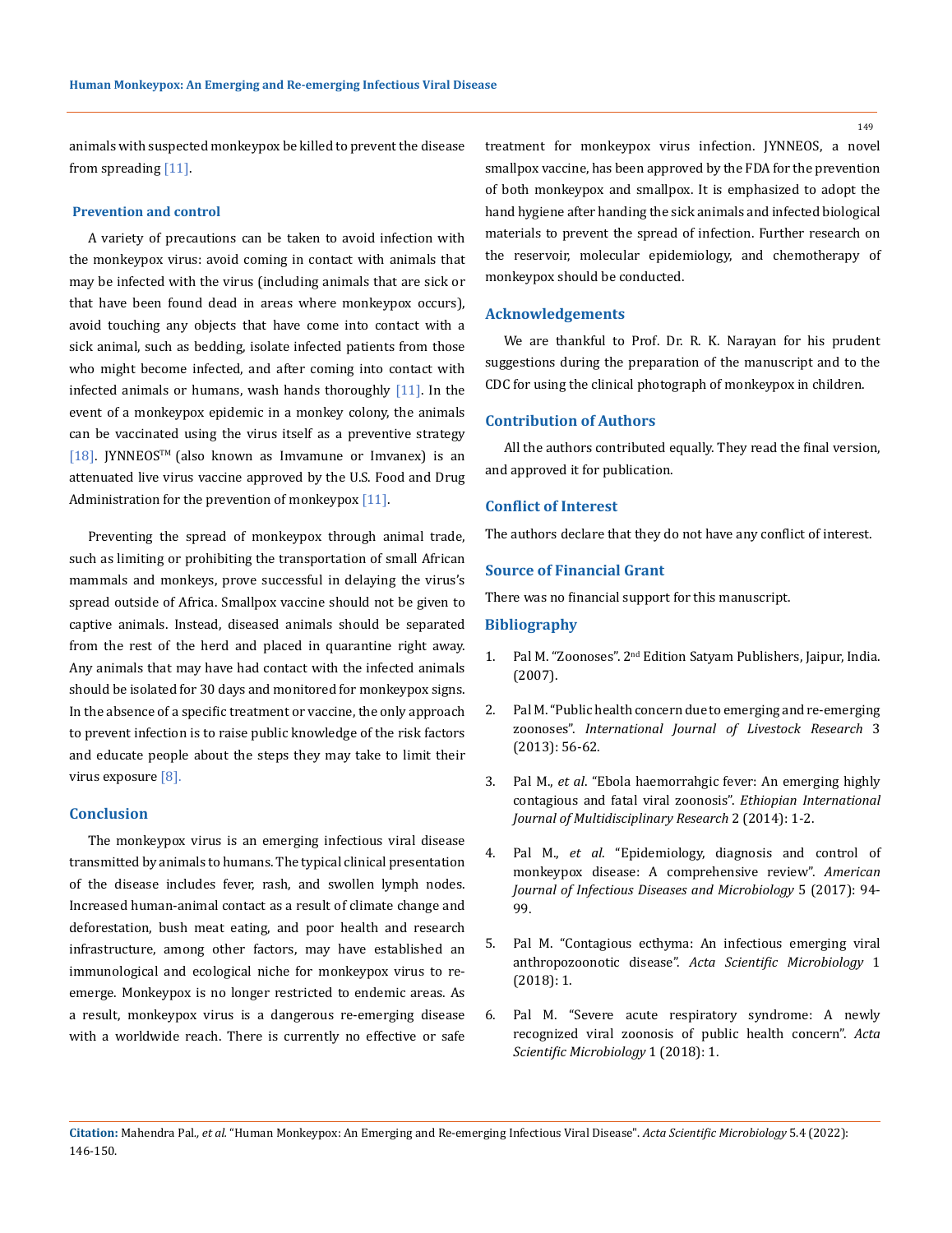animals with suspected monkeypox be killed to prevent the disease from spreading [11].

## Prevention and control

A variety of precautions can be taken to avoid infection with the monkeypox virus: avoid coming in contact with animals that may be infected with the virus (including animals that are sick or that have been found dead in areas where monkeypox occurs), avoid touching any objects that have come into contact with a sick animal, such as bedding, isolate infected patients from those who might become infected, and after coming into contact with infected animals or humans, wash hands thoroughly [11]. In the event of a monkeypox epidemic in a monkey colony, the animals can be vaccinated using the virus itself as a preventive strategy [18]. JYNNEOS™ (also known as Imvamune or Imvanex) is an attenuated live virus vaccine approved by the U.S. Food and Drug Administration for the prevention of monkeypox [11].

Preventing the spread of monkeypox through animal trade, such as limiting or prohibiting the transportation of small African mammals and monkeys, prove successful in delaying the virus's spread outside of Africa. Smallpox vaccine should not be given to captive animals. Instead, diseased animals should be separated from the rest of the herd and placed in quarantine right away. Any animals that may have had contact with the infected animals should be isolated for 30 days and monitored for monkeypox signs. In the absence of a specific treatment or vaccine, the only approach to prevent infection is to raise public knowledge of the risk factors and educate people about the steps they may take to limit their virus exposure [8].

## Conclusion

The monkeypox virus is an emerging infectious viral disease transmitted by animals to humans. The typical clinical presentation of the disease includes fever, rash, and swollen lymph nodes. Increased human-animal contact as a result of climate change and deforestation, bush meat eating, and poor health and research infrastructure, among other factors, may have established an immunological and ecological niche for monkeypox virus to re-emerge. Monkeypox is no longer restricted to endemic areas. As a result, monkeypox virus is a dangerous re-emerging disease with a worldwide reach. There is currently no effective or safe treatment for monkeypox virus infection. JYNNEOS, a novel smallpox vaccine, has been approved by the FDA for the prevention of both monkeypox and smallpox. It is emphasized to adopt the hand hygiene after handing the sick animals and infected biological materials to prevent the spread of infection. Further research on the reservoir, molecular epidemiology, and chemotherapy of monkeypox should be conducted.

## Acknowledgements

We are thankful to Prof. Dr. R. K. Narayan for his prudent suggestions during the preparation of the manuscript and to the CDC for using the clinical photograph of monkeypox in children.

## Contribution of Authors

All the authors contributed equally. They read the final version, and approved it for publication.

## Conflict of Interest

The authors declare that they do not have any conflict of interest.

## Source of Financial Grant

There was no financial support for this manuscript.

## Bibliography

1. Pal M. "Zoonoses". 2nd Edition Satyam Publishers, Jaipur, India. (2007).
2. Pal M. "Public health concern due to emerging and re-emerging zoonoses". *International Journal of Livestock Research* 3 (2013): 56-62.
3. Pal M., *et al*. "Ebola haemorrahgic fever: An emerging highly contagious and fatal viral zoonosis". *Ethiopian International Journal of Multidisciplinary Research* 2 (2014): 1-2.
4. Pal M., *et al*. "Epidemiology, diagnosis and control of monkeypox disease: A comprehensive review". *American Journal of Infectious Diseases and Microbiology* 5 (2017): 94-99.
5. Pal M. "Contagious ecthyma: An infectious emerging viral anthropozoonotic disease". *Acta Scientific Microbiology* 1 (2018): 1.
6. Pal M. "Severe acute respiratory syndrome: A newly recognized viral zoonosis of public health concern". *Acta Scientific Microbiology* 1 (2018): 1.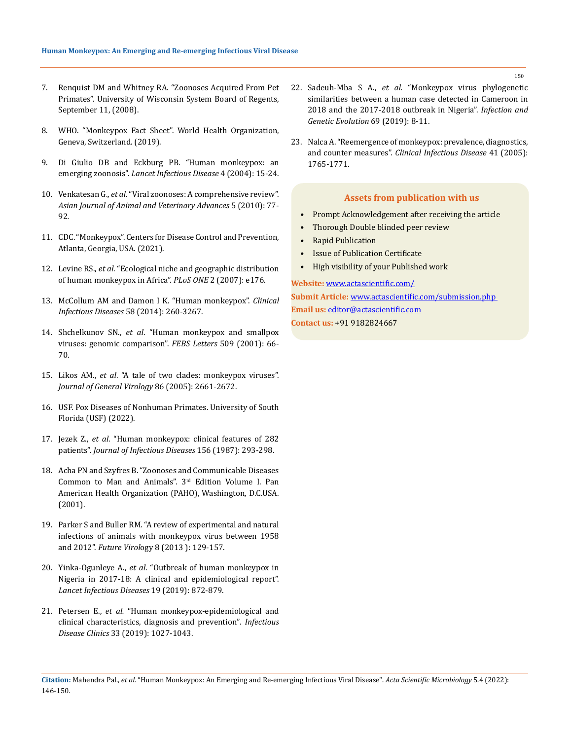7. Renquist DM and Whitney RA. "Zoonoses Acquired From Pet Primates". University of Wisconsin System Board of Regents, September 11, (2008).

8. WHO. "Monkeypox Fact Sheet". World Health Organization, Geneva, Switzerland. (2019).

9. Di Giulio DB and Eckburg PB. "Human monkeypox: an emerging zoonosis". *Lancet Infectious Disease* 4 (2004): 15-24.

10. Venkatesan G., *et al*. "Viral zoonoses: A comprehensive review". *Asian Journal of Animal and Veterinary Advances* 5 (2010): 77-92.

11. CDC. "Monkeypox". Centers for Disease Control and Prevention, Atlanta, Georgia, USA. (2021).

12. Levine RS., *et al*. "Ecological niche and geographic distribution of human monkeypox in Africa". *PLoS ONE* 2 (2007): e176.

13. McCollum AM and Damon I K. "Human monkeypox". *Clinical Infectious Diseases* 58 (2014): 260-3267.

14. Shchelkunov SN., *et al*. "Human monkeypox and smallpox viruses: genomic comparison". *FEBS Letters* 509 (2001): 66-70.

15. Likos AM., *et al*. "A tale of two clades: monkeypox viruses". *Journal of General Virology* 86 (2005): 2661-2672.

16. USF. Pox Diseases of Nonhuman Primates. University of South Florida (USF) (2022).

17. Jezek Z., *et al*. "Human monkeypox: clinical features of 282 patients". *Journal of Infectious Diseases* 156 (1987): 293-298.

18. Acha PN and Szyfres B. "Zoonoses and Communicable Diseases Common to Man and Animals". 3rd Edition Volume I. Pan American Health Organization (PAHO), Washington, D.C.USA. (2001).

19. Parker S and Buller RM. "A review of experimental and natural infections of animals with monkeypox virus between 1958 and 2012". *Future Virology* 8 (2013 ): 129-157.

20. Yinka-Ogunleye A., *et al*. "Outbreak of human monkeypox in Nigeria in 2017-18: A clinical and epidemiological report". *Lancet Infectious Diseases* 19 (2019): 872-879.

21. Petersen E., *et al.* "Human monkeypox-epidemiological and clinical characteristics, diagnosis and prevention". *Infectious Disease Clinics* 33 (2019): 1027-1043.

22. Sadeuh-Mba S A., *et al.* "Monkeypox virus phylogenetic similarities between a human case detected in Cameroon in 2018 and the 2017-2018 outbreak in Nigeria". *Infection and Genetic Evolution* 69 (2019): 8-11.

23. Nalca A. "Reemergence of monkeypox: prevalence, diagnostics, and counter measures". *Clinical Infectious Disease* 41 (2005): 1765-1771.

**Assets from publication with us**

- Prompt Acknowledgement after receiving the article
- Thorough Double blinded peer review
- Rapid Publication
- Issue of Publication Certificate
- High visibility of your Published work

**Website:** www.actascientific.com/

**Submit Article:** www.actascientific.com/submission.php

**Email us:** editor@actascientific.com

**Contact us:** +91 9182824667